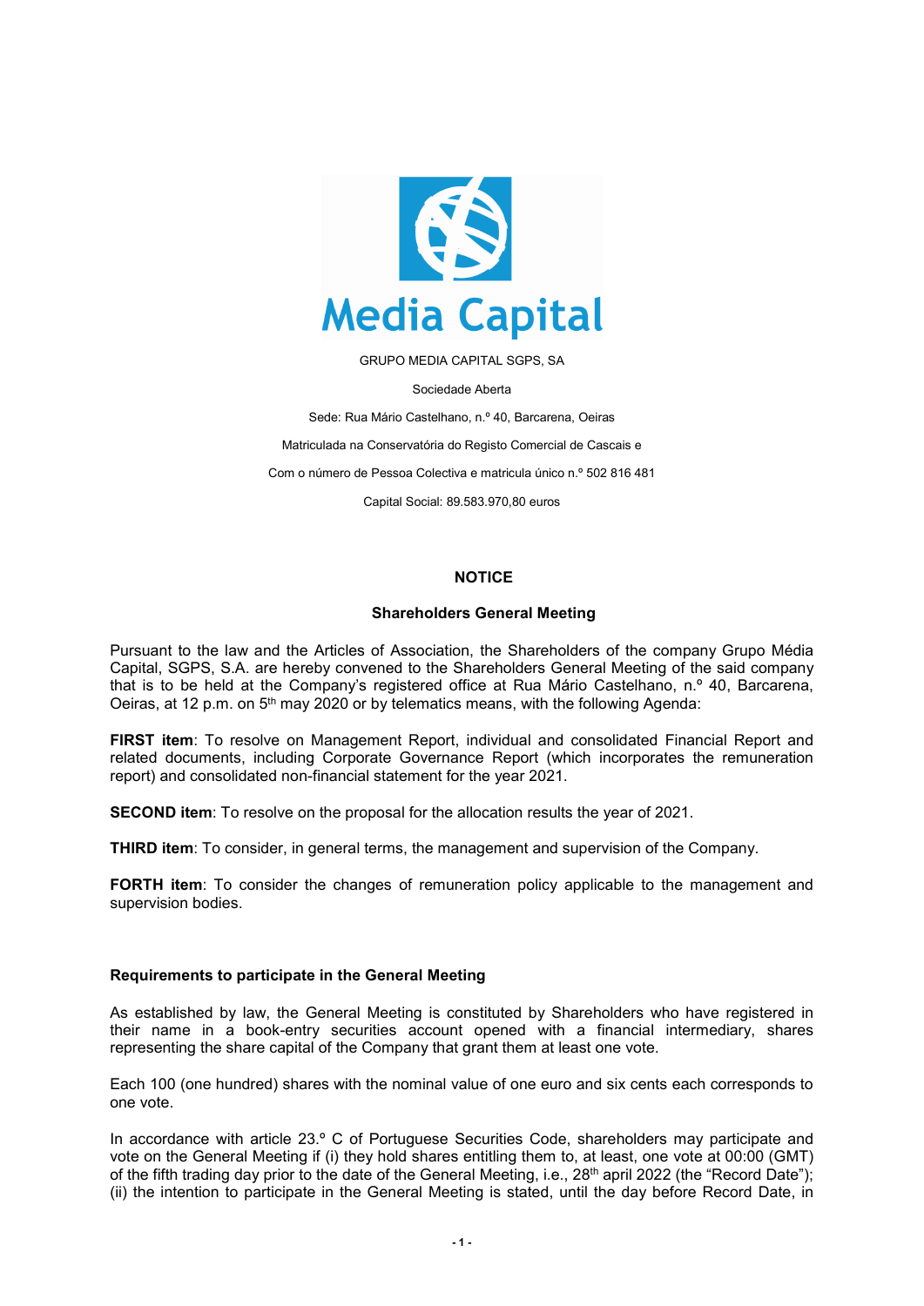Media Capital

GRUPO MEDIA CAPITAL SGPS, SA

Sociedade Aberta

Sede: Rua Mário Castelhano, n.º 40, Barcarena, Oeiras

Matriculada na Conservatória do Registo Comercial de Cascais e

Com o número de Pessoa Colectiva e matricula único n.º 502 816 481

Capital Social: 89.583.970,80 euros

## NOTICE

### Shareholders General Meeting

Pursuant to the law and the Articles of Association, the Shareholders of the company Grupo Média Capital, SGPS, S.A. are hereby convened to the Shareholders General Meeting of the said company that is to be held at the Company's registered office at Rua Mário Castelhano, n.º 40, Barcarena, Oeiras, at 12 p.m. on 5th may 2020 or by telematics means, with the following Agenda:

**FIRST item**: To resolve on Management Report, individual and consolidated Financial Report and related documents, including Corporate Governance Report (which incorporates the remuneration report) and consolidated non-financial statement for the year 2021.

**SECOND item**: To resolve on the proposal for the allocation results the year of 2021.

**THIRD item**: To consider, in general terms, the management and supervision of the Company.

**FORTH item**: To consider the changes of remuneration policy applicable to the management and supervision bodies.

### Requirements to participate in the General Meeting

As established by law, the General Meeting is constituted by Shareholders who have registered in their name in a book-entry securities account opened with a financial intermediary, shares representing the share capital of the Company that grant them at least one vote.

Each 100 (one hundred) shares with the nominal value of one euro and six cents each corresponds to one vote.

In accordance with article 23.º C of Portuguese Securities Code, shareholders may participate and vote on the General Meeting if (i) they hold shares entitling them to, at least, one vote at 00:00 (GMT) of the fifth trading day prior to the date of the General Meeting, i.e., 28th april 2022 (the "Record Date"); (ii) the intention to participate in the General Meeting is stated, until the day before Record Date, in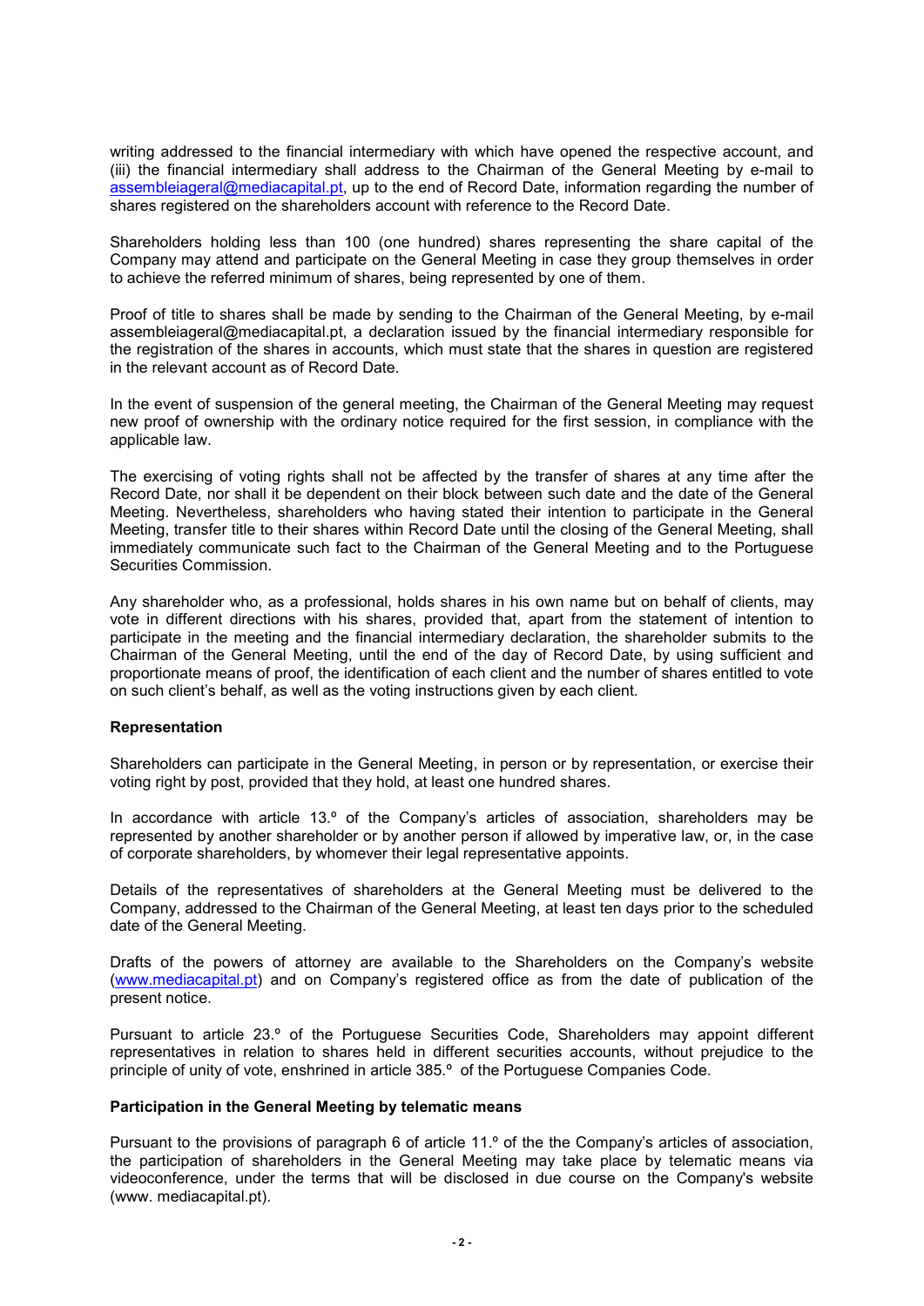writing addressed to the financial intermediary with which have opened the respective account, and (iii) the financial intermediary shall address to the Chairman of the General Meeting by e-mail to assembleiageral@mediacapital.pt, up to the end of Record Date, information regarding the number of shares registered on the shareholders account with reference to the Record Date.

Shareholders holding less than 100 (one hundred) shares representing the share capital of the Company may attend and participate on the General Meeting in case they group themselves in order to achieve the referred minimum of shares, being represented by one of them.

Proof of title to shares shall be made by sending to the Chairman of the General Meeting, by e-mail assembleiageral@mediacapital.pt, a declaration issued by the financial intermediary responsible for the registration of the shares in accounts, which must state that the shares in question are registered in the relevant account as of Record Date.

In the event of suspension of the general meeting, the Chairman of the General Meeting may request new proof of ownership with the ordinary notice required for the first session, in compliance with the applicable law.

The exercising of voting rights shall not be affected by the transfer of shares at any time after the Record Date, nor shall it be dependent on their block between such date and the date of the General Meeting. Nevertheless, shareholders who having stated their intention to participate in the General Meeting, transfer title to their shares within Record Date until the closing of the General Meeting, shall immediately communicate such fact to the Chairman of the General Meeting and to the Portuguese Securities Commission.

Any shareholder who, as a professional, holds shares in his own name but on behalf of clients, may vote in different directions with his shares, provided that, apart from the statement of intention to participate in the meeting and the financial intermediary declaration, the shareholder submits to the Chairman of the General Meeting, until the end of the day of Record Date, by using sufficient and proportionate means of proof, the identification of each client and the number of shares entitled to vote on such client's behalf, as well as the voting instructions given by each client.

**Representation**

Shareholders can participate in the General Meeting, in person or by representation, or exercise their voting right by post, provided that they hold, at least one hundred shares.

In accordance with article 13.º of the Company's articles of association, shareholders may be represented by another shareholder or by another person if allowed by imperative law, or, in the case of corporate shareholders, by whomever their legal representative appoints.

Details of the representatives of shareholders at the General Meeting must be delivered to the Company, addressed to the Chairman of the General Meeting, at least ten days prior to the scheduled date of the General Meeting.

Drafts of the powers of attorney are available to the Shareholders on the Company's website (www.mediacapital.pt) and on Company's registered office as from the date of publication of the present notice.

Pursuant to article 23.º of the Portuguese Securities Code, Shareholders may appoint different representatives in relation to shares held in different securities accounts, without prejudice to the principle of unity of vote, enshrined in article 385.º of the Portuguese Companies Code.

**Participation in the General Meeting by telematic means**

Pursuant to the provisions of paragraph 6 of article 11.º of the the Company's articles of association, the participation of shareholders in the General Meeting may take place by telematic means via videoconference, under the terms that will be disclosed in due course on the Company's website (www. mediacapital.pt).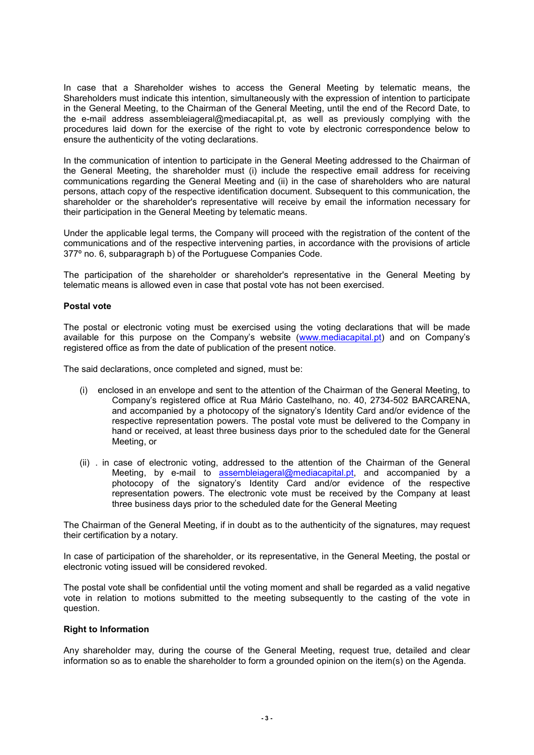In case that a Shareholder wishes to access the General Meeting by telematic means, the Shareholders must indicate this intention, simultaneously with the expression of intention to participate in the General Meeting, to the Chairman of the General Meeting, until the end of the Record Date, to the e-mail address assembleiageral@mediacapital.pt, as well as previously complying with the procedures laid down for the exercise of the right to vote by electronic correspondence below to ensure the authenticity of the voting declarations.

In the communication of intention to participate in the General Meeting addressed to the Chairman of the General Meeting, the shareholder must (i) include the respective email address for receiving communications regarding the General Meeting and (ii) in the case of shareholders who are natural persons, attach copy of the respective identification document. Subsequent to this communication, the shareholder or the shareholder's representative will receive by email the information necessary for their participation in the General Meeting by telematic means.

Under the applicable legal terms, the Company will proceed with the registration of the content of the communications and of the respective intervening parties, in accordance with the provisions of article 377º no. 6, subparagraph b) of the Portuguese Companies Code.

The participation of the shareholder or shareholder's representative in the General Meeting by telematic means is allowed even in case that postal vote has not been exercised.

**Postal vote**

The postal or electronic voting must be exercised using the voting declarations that will be made available for this purpose on the Company's website (www.mediacapital.pt) and on Company's registered office as from the date of publication of the present notice.

The said declarations, once completed and signed, must be:

(i) enclosed in an envelope and sent to the attention of the Chairman of the General Meeting, to Company's registered office at Rua Mário Castelhano, no. 40, 2734-502 BARCARENA, and accompanied by a photocopy of the signatory's Identity Card and/or evidence of the respective representation powers. The postal vote must be delivered to the Company in hand or received, at least three business days prior to the scheduled date for the General Meeting, or

(ii) . in case of electronic voting, addressed to the attention of the Chairman of the General Meeting, by e-mail to assembleiageral@mediacapital.pt, and accompanied by a photocopy of the signatory's Identity Card and/or evidence of the respective representation powers. The electronic vote must be received by the Company at least three business days prior to the scheduled date for the General Meeting

The Chairman of the General Meeting, if in doubt as to the authenticity of the signatures, may request their certification by a notary.

In case of participation of the shareholder, or its representative, in the General Meeting, the postal or electronic voting issued will be considered revoked.

The postal vote shall be confidential until the voting moment and shall be regarded as a valid negative vote in relation to motions submitted to the meeting subsequently to the casting of the vote in question.

**Right to Information**

Any shareholder may, during the course of the General Meeting, request true, detailed and clear information so as to enable the shareholder to form a grounded opinion on the item(s) on the Agenda.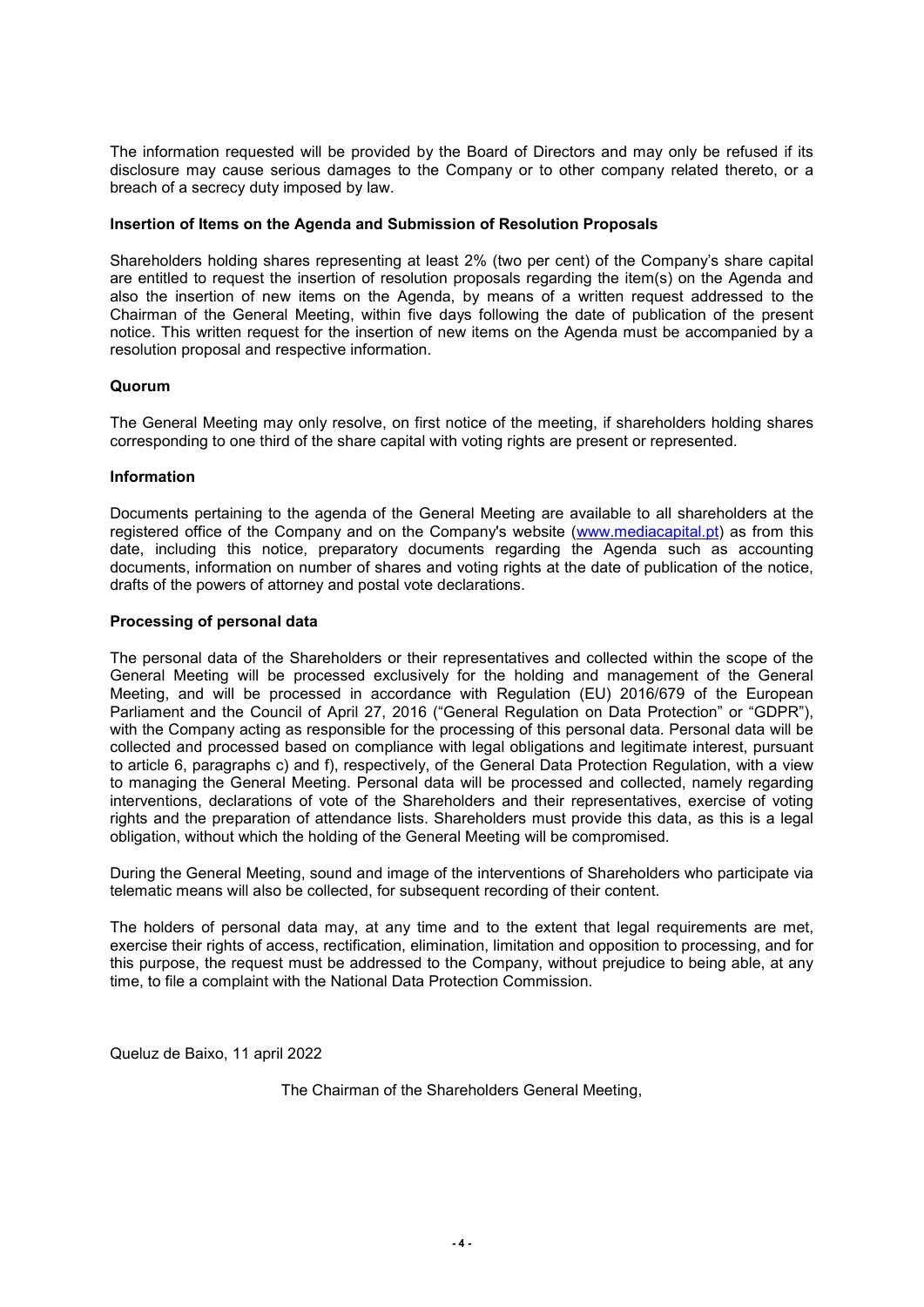The information requested will be provided by the Board of Directors and may only be refused if its disclosure may cause serious damages to the Company or to other company related thereto, or a breach of a secrecy duty imposed by law.

**Insertion of Items on the Agenda and Submission of Resolution Proposals**

Shareholders holding shares representing at least 2% (two per cent) of the Company's share capital are entitled to request the insertion of resolution proposals regarding the item(s) on the Agenda and also the insertion of new items on the Agenda, by means of a written request addressed to the Chairman of the General Meeting, within five days following the date of publication of the present notice. This written request for the insertion of new items on the Agenda must be accompanied by a resolution proposal and respective information.

**Quorum**

The General Meeting may only resolve, on first notice of the meeting, if shareholders holding shares corresponding to one third of the share capital with voting rights are present or represented.

**Information**

Documents pertaining to the agenda of the General Meeting are available to all shareholders at the registered office of the Company and on the Company's website (www.mediacapital.pt) as from this date, including this notice, preparatory documents regarding the Agenda such as accounting documents, information on number of shares and voting rights at the date of publication of the notice, drafts of the powers of attorney and postal vote declarations.

**Processing of personal data**

The personal data of the Shareholders or their representatives and collected within the scope of the General Meeting will be processed exclusively for the holding and management of the General Meeting, and will be processed in accordance with Regulation (EU) 2016/679 of the European Parliament and the Council of April 27, 2016 ("General Regulation on Data Protection" or "GDPR"), with the Company acting as responsible for the processing of this personal data. Personal data will be collected and processed based on compliance with legal obligations and legitimate interest, pursuant to article 6, paragraphs c) and f), respectively, of the General Data Protection Regulation, with a view to managing the General Meeting. Personal data will be processed and collected, namely regarding interventions, declarations of vote of the Shareholders and their representatives, exercise of voting rights and the preparation of attendance lists. Shareholders must provide this data, as this is a legal obligation, without which the holding of the General Meeting will be compromised.

During the General Meeting, sound and image of the interventions of Shareholders who participate via telematic means will also be collected, for subsequent recording of their content.

The holders of personal data may, at any time and to the extent that legal requirements are met, exercise their rights of access, rectification, elimination, limitation and opposition to processing, and for this purpose, the request must be addressed to the Company, without prejudice to being able, at any time, to file a complaint with the National Data Protection Commission.

Queluz de Baixo, 11 april 2022

The Chairman of the Shareholders General Meeting,